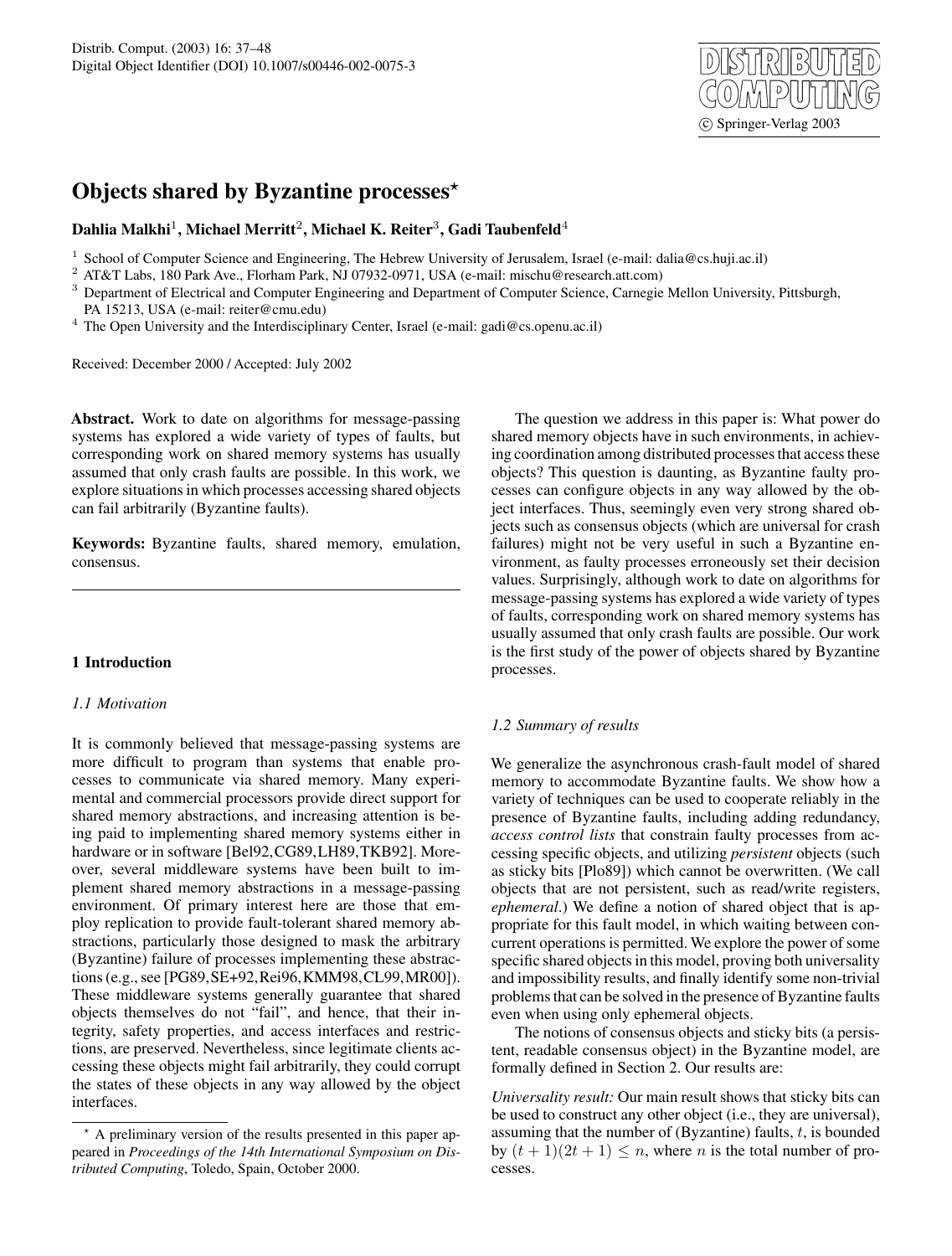# Objects shared by Byzantine processes*

**Dahlia Malkhi[1], Michael Merritt[2], Michael K. Reiter[3], Gadi Taubenfeld[4]**

[1] School of Computer Science and Engineering, The Hebrew University of Jerusalem, Israel (e-mail: dalia@cs.huji.ac.il)
[2] AT&T Labs, 180 Park Ave., Florham Park, NJ 07932-0971, USA (e-mail: mischu@research.att.com)
[3] Department of Electrical and Computer Engineering and Department of Computer Science, Carnegie Mellon University, Pittsburgh, PA 15213, USA (e-mail: reiter@cmu.edu)
[4] The Open University and the Interdisciplinary Center, Israel (e-mail: gadi@cs.openu.ac.il)

Received: December 2000 / Accepted: July 2002

**Abstract.** Work to date on algorithms for message-passing systems has explored a wide variety of types of faults, but corresponding work on shared memory systems has usually assumed that only crash faults are possible. In this work, we explore situations in which processes accessing shared objects can fail arbitrarily (Byzantine faults).

**Keywords:** Byzantine faults, shared memory, emulation, consensus.

## 1 Introduction

### 1.1 Motivation

It is commonly believed that message-passing systems are more difficult to program than systems that enable processes to communicate via shared memory. Many experimental and commercial processors provide direct support for shared memory abstractions, and increasing attention is being paid to implementing shared memory systems either in hardware or in software [Bel92,CG89,LH89,TKB92]. Moreover, several middleware systems have been built to implement shared memory abstractions in a message-passing environment. Of primary interest here are those that employ replication to provide fault-tolerant shared memory abstractions, particularly those designed to mask the arbitrary (Byzantine) failure of processes implementing these abstractions (e.g., see [PG89,SE+92,Rei96,KMM98,CL99,MR00]). These middleware systems generally guarantee that shared objects themselves do not "fail", and hence, that their integrity, safety properties, and access interfaces and restrictions, are preserved. Nevertheless, since legitimate clients accessing these objects might fail arbitrarily, they could corrupt the states of these objects in any way allowed by the object interfaces.

The question we address in this paper is: What power do shared memory objects have in such environments, in achieving coordination among distributed processes that access these objects? This question is daunting, as Byzantine faulty processes can configure objects in any way allowed by the object interfaces. Thus, seemingly even very strong shared objects such as consensus objects (which are universal for crash failures) might not be very useful in such a Byzantine environment, as faulty processes erroneously set their decision values. Surprisingly, although work to date on algorithms for message-passing systems has explored a wide variety of types of faults, corresponding work on shared memory systems has usually assumed that only crash faults are possible. Our work is the first study of the power of objects shared by Byzantine processes.

### 1.2 Summary of results

We generalize the asynchronous crash-fault model of shared memory to accommodate Byzantine faults. We show how a variety of techniques can be used to cooperate reliably in the presence of Byzantine faults, including adding redundancy, *access control lists* that constrain faulty processes from accessing specific objects, and utilizing *persistent* objects (such as sticky bits [Plo89]) which cannot be overwritten. (We call objects that are not persistent, such as read/write registers, *ephemeral*.) We define a notion of shared object that is appropriate for this fault model, in which waiting between concurrent operations is permitted. We explore the power of some specific shared objects in this model, proving both universality and impossibility results, and finally identify some non-trivial problems that can be solved in the presence of Byzantine faults even when using only ephemeral objects.

The notions of consensus objects and sticky bits (a persistent, readable consensus object) in the Byzantine model, are formally defined in Section 2. Our results are:

*Universality result:* Our main result shows that sticky bits can be used to construct any other object (i.e., they are universal), assuming that the number of (Byzantine) faults, $t$, is bounded by $(t+1)(2t+1) \leq n$, where $n$ is the total number of processes.

* A preliminary version of the results presented in this paper appeared in *Proceedings of the 14th International Symposium on Distributed Computing*, Toledo, Spain, October 2000.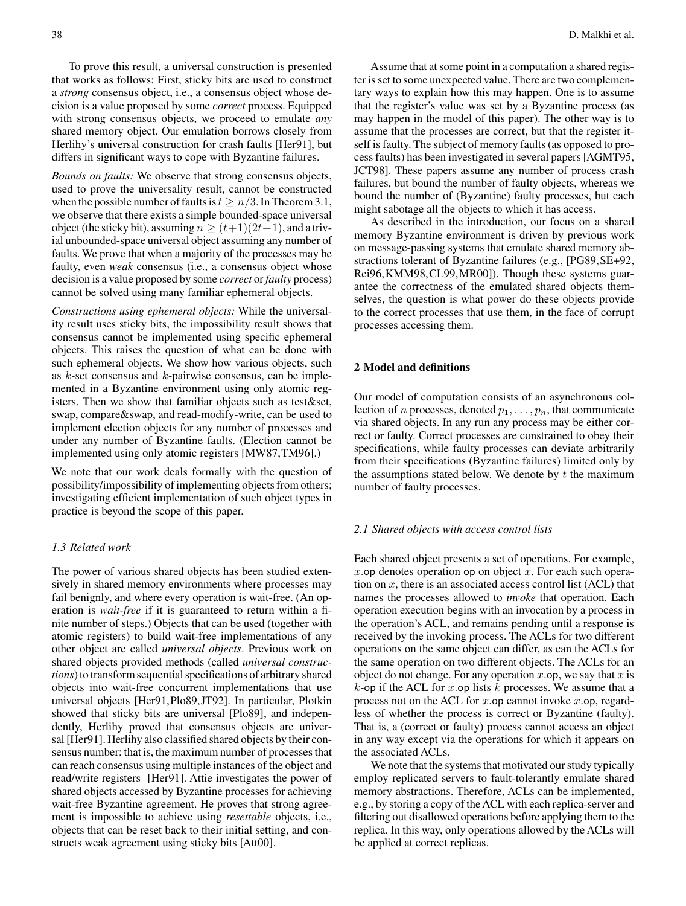To prove this result, a universal construction is presented that works as follows: First, sticky bits are used to construct a *strong* consensus object, i.e., a consensus object whose decision is a value proposed by some *correct* process. Equipped with strong consensus objects, we proceed to emulate *any* shared memory object. Our emulation borrows closely from Herlihy's universal construction for crash faults [Her91], but differs in significant ways to cope with Byzantine failures.

*Bounds on faults:* We observe that strong consensus objects, used to prove the universality result, cannot be constructed when the possible number of faults is $t \geq n/3$. In Theorem 3.1, we observe that there exists a simple bounded-space universal object (the sticky bit), assuming $n \geq (t+1)(2t+1)$, and a trivial unbounded-space universal object assuming any number of faults. We prove that when a majority of the processes may be faulty, even *weak* consensus (i.e., a consensus object whose decision is a value proposed by some *correct* or *faulty* process) cannot be solved using many familiar ephemeral objects.

*Constructions using ephemeral objects:* While the universality result uses sticky bits, the impossibility result shows that consensus cannot be implemented using specific ephemeral objects. This raises the question of what can be done with such ephemeral objects. We show how various objects, such as $k$-set consensus and $k$-pairwise consensus, can be implemented in a Byzantine environment using only atomic registers. Then we show that familiar objects such as test&set, swap, compare&swap, and read-modify-write, can be used to implement election objects for any number of processes and under any number of Byzantine faults. (Election cannot be implemented using only atomic registers [MW87,TM96].)

We note that our work deals formally with the question of possibility/impossibility of implementing objects from others; investigating efficient implementation of such object types in practice is beyond the scope of this paper.

### 1.3 Related work

The power of various shared objects has been studied extensively in shared memory environments where processes may fail benignly, and where every operation is wait-free. (An operation is *wait-free* if it is guaranteed to return within a finite number of steps.) Objects that can be used (together with atomic registers) to build wait-free implementations of any other object are called *universal objects*. Previous work on shared objects provided methods (called *universal constructions*) to transform sequential specifications of arbitrary shared objects into wait-free concurrent implementations that use universal objects [Her91,Plo89,JT92]. In particular, Plotkin showed that sticky bits are universal [Plo89], and independently, Herlihy proved that consensus objects are universal [Her91]. Herlihy also classified shared objects by their consensus number: that is, the maximum number of processes that can reach consensus using multiple instances of the object and read/write registers [Her91]. Attie investigates the power of shared objects accessed by Byzantine processes for achieving wait-free Byzantine agreement. He proves that strong agreement is impossible to achieve using *resettable* objects, i.e., objects that can be reset back to their initial setting, and constructs weak agreement using sticky bits [Att00].

Assume that at some point in a computation a shared register is set to some unexpected value. There are two complementary ways to explain how this may happen. One is to assume that the register's value was set by a Byzantine process (as may happen in the model of this paper). The other way is to assume that the processes are correct, but that the register itself is faulty. The subject of memory faults (as opposed to process faults) has been investigated in several papers [AGMT95, JCT98]. These papers assume any number of process crash failures, but bound the number of faulty objects, whereas we bound the number of (Byzantine) faulty processes, but each might sabotage all the objects to which it has access.

As described in the introduction, our focus on a shared memory Byzantine environment is driven by previous work on message-passing systems that emulate shared memory abstractions tolerant of Byzantine failures (e.g., [PG89,SE+92, Rei96,KMM98,CL99,MR00]). Though these systems guarantee the correctness of the emulated shared objects themselves, the question is what power do these objects provide to the correct processes that use them, in the face of corrupt processes accessing them.

## 2 Model and definitions

Our model of computation consists of an asynchronous collection of $n$ processes, denoted $p_1, \ldots, p_n$, that communicate via shared objects. In any run any process may be either correct or faulty. Correct processes are constrained to obey their specifications, while faulty processes can deviate arbitrarily from their specifications (Byzantine failures) limited only by the assumptions stated below. We denote by $t$ the maximum number of faulty processes.

### 2.1 Shared objects with access control lists

Each shared object presents a set of operations. For example, $x$.op denotes operation op on object $x$. For each such operation on $x$, there is an associated access control list (ACL) that names the processes allowed to *invoke* that operation. Each operation execution begins with an invocation by a process in the operation's ACL, and remains pending until a response is received by the invoking process. The ACLs for two different operations on the same object can differ, as can the ACLs for the same operation on two different objects. The ACLs for an object do not change. For any operation $x$.op, we say that $x$ is $k$-op if the ACL for $x$.op lists $k$ processes. We assume that a process not on the ACL for $x$.op cannot invoke $x$.op, regardless of whether the process is correct or Byzantine (faulty). That is, a (correct or faulty) process cannot access an object in any way except via the operations for which it appears on the associated ACLs.

We note that the systems that motivated our study typically employ replicated servers to fault-tolerantly emulate shared memory abstractions. Therefore, ACLs can be implemented, e.g., by storing a copy of the ACL with each replica-server and filtering out disallowed operations before applying them to the replica. In this way, only operations allowed by the ACLs will be applied at correct replicas.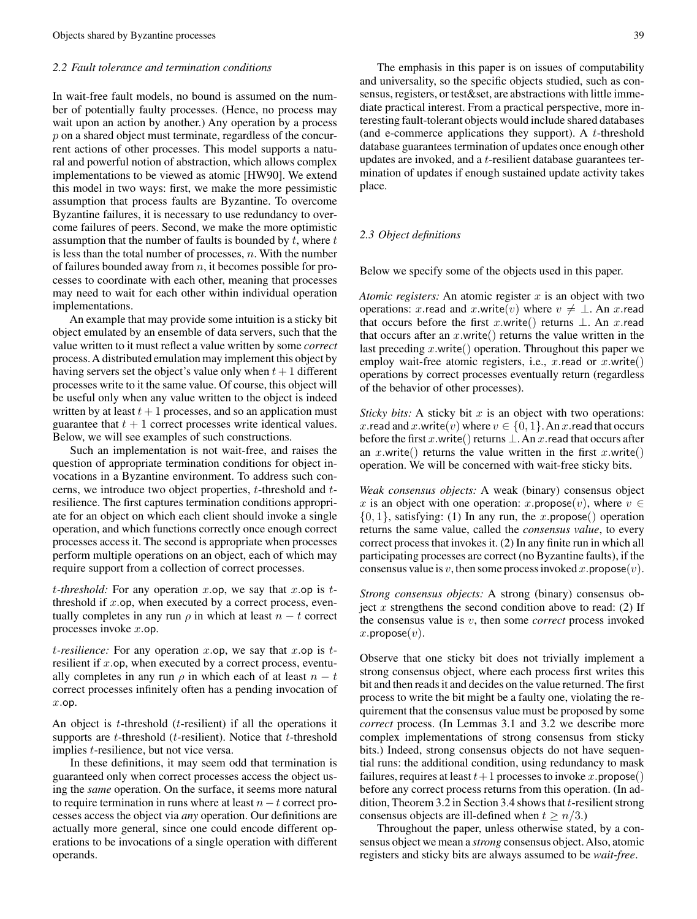### 2.2 Fault tolerance and termination conditions

In wait-free fault models, no bound is assumed on the number of potentially faulty processes. (Hence, no process may wait upon an action by another.) Any operation by a process $p$ on a shared object must terminate, regardless of the concurrent actions of other processes. This model supports a natural and powerful notion of abstraction, which allows complex implementations to be viewed as atomic [HW90]. We extend this model in two ways: first, we make the more pessimistic assumption that process faults are Byzantine. To overcome Byzantine failures, it is necessary to use redundancy to overcome failures of peers. Second, we make the more optimistic assumption that the number of faults is bounded by $t$, where $t$ is less than the total number of processes, $n$. With the number of failures bounded away from $n$, it becomes possible for processes to coordinate with each other, meaning that processes may need to wait for each other within individual operation implementations.

An example that may provide some intuition is a sticky bit object emulated by an ensemble of data servers, such that the value written to it must reflect a value written by some *correct* process. A distributed emulation may implement this object by having servers set the object's value only when $t+1$ different processes write to it the same value. Of course, this object will be useful only when any value written to the object is indeed written by at least $t+1$ processes, and so an application must guarantee that $t+1$ correct processes write identical values. Below, we will see examples of such constructions.

Such an implementation is not wait-free, and raises the question of appropriate termination conditions for object invocations in a Byzantine environment. To address such concerns, we introduce two object properties, $t$-threshold and $t$-resilience. The first captures termination conditions appropriate for an object on which each client should invoke a single operation, and which functions correctly once enough correct processes access it. The second is appropriate when processes perform multiple operations on an object, each of which may require support from a collection of correct processes.

*$t$-threshold:* For any operation $x$.op, we say that $x$.op is $t$-threshold if $x$.op, when executed by a correct process, eventually completes in any run $\rho$ in which at least $n-t$ correct processes invoke $x$.op.

*$t$-resilience:* For any operation $x$.op, we say that $x$.op is $t$-resilient if $x$.op, when executed by a correct process, eventually completes in any run $\rho$ in which each of at least $n-t$ correct processes infinitely often has a pending invocation of $x$.op.

An object is $t$-threshold ($t$-resilient) if all the operations it supports are $t$-threshold ($t$-resilient). Notice that $t$-threshold implies $t$-resilience, but not vice versa.

In these definitions, it may seem odd that termination is guaranteed only when correct processes access the object using the *same* operation. On the surface, it seems more natural to require termination in runs where at least $n-t$ correct processes access the object via *any* operation. Our definitions are actually more general, since one could encode different operations to be invocations of a single operation with different operands.

The emphasis in this paper is on issues of computability and universality, so the specific objects studied, such as consensus, registers, or test&set, are abstractions with little immediate practical interest. From a practical perspective, more interesting fault-tolerant objects would include shared databases (and e-commerce applications they support). A $t$-threshold database guarantees termination of updates once enough other updates are invoked, and a $t$-resilient database guarantees termination of updates if enough sustained update activity takes place.

### 2.3 Object definitions

Below we specify some of the objects used in this paper.

*Atomic registers:* An atomic register $x$ is an object with two operations: $x$.read and $x$.write$(v)$ where $v \neq \perp$. An $x$.read that occurs before the first $x$.write() returns $\perp$. An $x$.read that occurs after an $x$.write() returns the value written in the last preceding $x$.write() operation. Throughout this paper we employ wait-free atomic registers, i.e., $x$.read or $x$.write() operations by correct processes eventually return (regardless of the behavior of other processes).

*Sticky bits:* A sticky bit $x$ is an object with two operations: $x$.read and $x$.write$(v)$ where $v \in \{0,1\}$. An $x$.read that occurs before the first $x$.write() returns $\perp$. An $x$.read that occurs after an $x$.write() returns the value written in the first $x$.write() operation. We will be concerned with wait-free sticky bits.

*Weak consensus objects:* A weak (binary) consensus object $x$ is an object with one operation: $x$.propose$(v)$, where $v \in \{0,1\}$, satisfying: (1) In any run, the $x$.propose() operation returns the same value, called the *consensus value*, to every correct process that invokes it. (2) In any finite run in which all participating processes are correct (no Byzantine faults), if the consensus value is $v$, then some process invoked $x$.propose$(v)$.

*Strong consensus objects:* A strong (binary) consensus object $x$ strengthens the second condition above to read: (2) If the consensus value is $v$, then some *correct* process invoked $x$.propose$(v)$.

Observe that one sticky bit does not trivially implement a strong consensus object, where each process first writes this bit and then reads it and decides on the value returned. The first process to write the bit might be a faulty one, violating the requirement that the consensus value must be proposed by some *correct* process. (In Lemmas 3.1 and 3.2 we describe more complex implementations of strong consensus from sticky bits.) Indeed, strong consensus objects do not have sequential runs: the additional condition, using redundancy to mask failures, requires at least $t+1$ processes to invoke $x$.propose() before any correct process returns from this operation. (In addition, Theorem 3.2 in Section 3.4 shows that $t$-resilient strong consensus objects are ill-defined when $t \geq n/3$.)

Throughout the paper, unless otherwise stated, by a consensus object we mean a *strong* consensus object. Also, atomic registers and sticky bits are always assumed to be *wait-free*.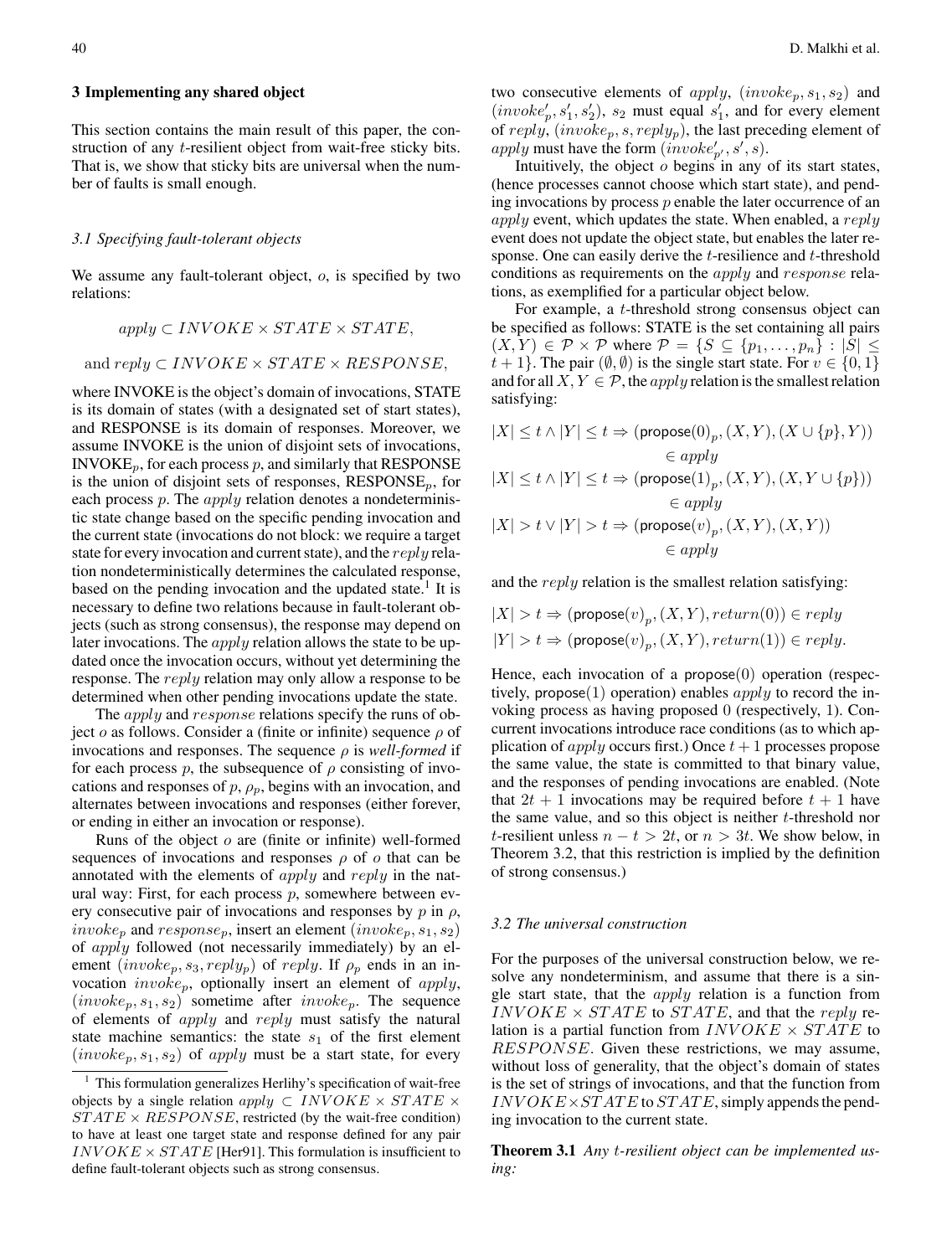## 3 Implementing any shared object

This section contains the main result of this paper, the construction of any $t$-resilient object from wait-free sticky bits. That is, we show that sticky bits are universal when the number of faults is small enough.

### 3.1 Specifying fault-tolerant objects

We assume any fault-tolerant object, $o$, is specified by two relations:

$$apply \subset INVOKE \times STATE \times STATE,$$

$$\text{and } reply \subset INVOKE \times STATE \times RESPONSE,$$

where INVOKE is the object's domain of invocations, STATE is its domain of states (with a designated set of start states), and RESPONSE is its domain of responses. Moreover, we assume INVOKE is the union of disjoint sets of invocations, $\text{INVOKE}_p$, for each process $p$, and similarly that RESPONSE is the union of disjoint sets of responses, $\text{RESPONSE}_p$, for each process $p$. The $apply$ relation denotes a nondeterministic state change based on the specific pending invocation and the current state (invocations do not block: we require a target state for every invocation and current state), and the $reply$ relation nondeterministically determines the calculated response, based on the pending invocation and the updated state.[1] It is necessary to define two relations because in fault-tolerant objects (such as strong consensus), the response may depend on later invocations. The $apply$ relation allows the state to be updated once the invocation occurs, without yet determining the response. The $reply$ relation may only allow a response to be determined when other pending invocations update the state.

The $apply$ and $response$ relations specify the runs of object $o$ as follows. Consider a (finite or infinite) sequence $\rho$ of invocations and responses. The sequence $\rho$ is *well-formed* if for each process $p$, the subsequence of $\rho$ consisting of invocations and responses of $p$, $\rho_p$, begins with an invocation, and alternates between invocations and responses (either forever, or ending in either an invocation or response).

Runs of the object $o$ are (finite or infinite) well-formed sequences of invocations and responses $\rho$ of $o$ that can be annotated with the elements of $apply$ and $reply$ in the natural way: First, for each process $p$, somewhere between every consecutive pair of invocations and responses by $p$ in $\rho$, $invoke_p$ and $response_p$, insert an element $(invoke_p, s_1, s_2)$ of $apply$ followed (not necessarily immediately) by an element $(invoke_p, s_3, reply_p)$ of $reply$. If $\rho_p$ ends in an invocation $invoke_p$, optionally insert an element of $apply$, $(invoke_p, s_1, s_2)$ sometime after $invoke_p$. The sequence of elements of $apply$ and $reply$ must satisfy the natural state machine semantics: the state $s_1$ of the first element $(invoke_p, s_1, s_2)$ of $apply$ must be a start state, for every two consecutive elements of $apply$, $(invoke_p, s_1, s_2)$ and $(invoke'_p, s'_1, s'_2)$, $s_2$ must equal $s'_1$, and for every element of $reply$, $(invoke_p, s, reply_p)$, the last preceding element of $apply$ must have the form $(invoke'_{p'}, s', s)$.

Intuitively, the object $o$ begins in any of its start states, (hence processes cannot choose which start state), and pending invocations by process $p$ enable the later occurrence of an $apply$ event, which updates the state. When enabled, a $reply$ event does not update the object state, but enables the later response. One can easily derive the $t$-resilience and $t$-threshold conditions as requirements on the $apply$ and $response$ relations, as exemplified for a particular object below.

For example, a $t$-threshold strong consensus object can be specified as follows: STATE is the set containing all pairs $(X, Y) \in \mathcal{P} \times \mathcal{P}$ where $\mathcal{P} = \{S \subseteq \{p_1, \ldots, p_n\} : |S| \leq t+1\}$. The pair $(\emptyset, \emptyset)$ is the single start state. For $v \in \{0, 1\}$ and for all $X, Y \in \mathcal{P}$, the $apply$ relation is the smallest relation satisfying:

$$|X| \leq t \wedge |Y| \leq t \Rightarrow (\mathsf{propose}(0)_p, (X, Y), (X \cup \{p\}, Y)) \in apply$$

$$|X| \leq t \wedge |Y| \leq t \Rightarrow (\mathsf{propose}(1)_p, (X, Y), (X, Y \cup \{p\})) \in apply$$

$$|X| > t \vee |Y| > t \Rightarrow (\mathsf{propose}(v)_p, (X, Y), (X, Y)) \in apply$$

and the $reply$ relation is the smallest relation satisfying:

$$|X| > t \Rightarrow (\mathsf{propose}(v)_p, (X, Y), return(0)) \in reply$$

$$|Y| > t \Rightarrow (\mathsf{propose}(v)_p, (X, Y), return(1)) \in reply.$$

Hence, each invocation of a $\mathsf{propose}(0)$ operation (respectively, $\mathsf{propose}(1)$ operation) enables $apply$ to record the invoking process as having proposed 0 (respectively, 1). Concurrent invocations introduce race conditions (as to which application of $apply$ occurs first.) Once $t+1$ processes propose the same value, the state is committed to that binary value, and the responses of pending invocations are enabled. (Note that $2t+1$ invocations may be required before $t+1$ have the same value, and so this object is neither $t$-threshold nor $t$-resilient unless $n - t > 2t$, or $n > 3t$. We show below, in Theorem 3.2, that this restriction is implied by the definition of strong consensus.)

### 3.2 The universal construction

For the purposes of the universal construction below, we resolve any nondeterminism, and assume that there is a single start state, that the $apply$ relation is a function from $INVOKE \times STATE$ to $STATE$, and that the $reply$ relation is a partial function from $INVOKE \times STATE$ to $RESPONSE$. Given these restrictions, we may assume, without loss of generality, that the object's domain of states is the set of strings of invocations, and that the function from $INVOKE \times STATE$ to $STATE$, simply appends the pending invocation to the current state.

**Theorem 3.1** *Any $t$-resilient object can be implemented using:*

[1] This formulation generalizes Herlihy's specification of wait-free objects by a single relation $apply \subset INVOKE \times STATE \times STATE \times RESPONSE$, restricted (by the wait-free condition) to have at least one target state and response defined for any pair $INVOKE \times STATE$ [Her91]. This formulation is insufficient to define fault-tolerant objects such as strong consensus.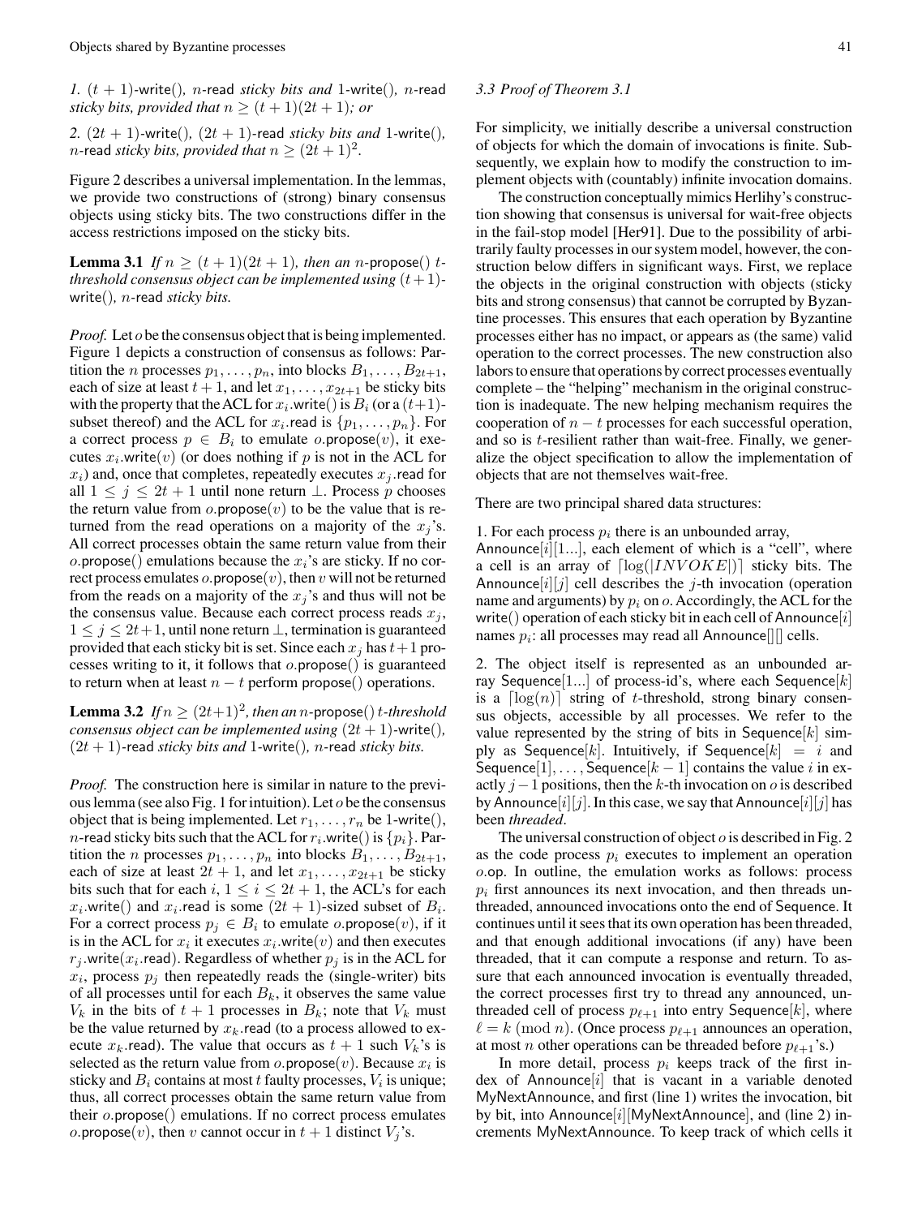*1.* $(t+1)$-write(), $n$-read *sticky bits and* 1-write(), $n$-read *sticky bits, provided that* $n \geq (t+1)(2t+1)$*; or*

*2.* $(2t+1)$-write(), $(2t+1)$-read *sticky bits and* 1-write(), $n$-read *sticky bits, provided that* $n \geq (2t+1)^2$.

Figure 2 describes a universal implementation. In the lemmas, we provide two constructions of (strong) binary consensus objects using sticky bits. The two constructions differ in the access restrictions imposed on the sticky bits.

**Lemma 3.1** *If* $n \geq (t+1)(2t+1)$*, then an* $n$-propose() $t$-*threshold consensus object can be implemented using* $(t+1)$-write()*,* $n$-read *sticky bits.*

*Proof.* Let $o$ be the consensus object that is being implemented. Figure 1 depicts a construction of consensus as follows: Partition the $n$ processes $p_1, \ldots, p_n$, into blocks $B_1, \ldots, B_{2t+1}$, each of size at least $t+1$, and let $x_1, \ldots, x_{2t+1}$ be sticky bits with the property that the ACL for $x_i$.write() is $B_i$ (or a $(t+1)$-subset thereof) and the ACL for $x_i$.read is $\{p_1, \ldots, p_n\}$. For a correct process $p \in B_i$ to emulate $o$.propose($v$), it executes $x_i$.write($v$) (or does nothing if $p$ is not in the ACL for $x_i$) and, once that completes, repeatedly executes $x_j$.read for all $1 \leq j \leq 2t+1$ until none return $\bot$. Process $p$ chooses the return value from $o$.propose($v$) to be the value that is returned from the read operations on a majority of the $x_j$'s. All correct processes obtain the same return value from their $o$.propose() emulations because the $x_i$'s are sticky. If no correct process emulates $o$.propose($v$), then $v$ will not be returned from the reads on a majority of the $x_j$'s and thus will not be the consensus value. Because each correct process reads $x_j$, $1 \leq j \leq 2t+1$, until none return $\bot$, termination is guaranteed provided that each sticky bit is set. Since each $x_j$ has $t+1$ processes writing to it, it follows that $o$.propose() is guaranteed to return when at least $n-t$ perform propose() operations.

**Lemma 3.2** *If* $n \geq (2t+1)^2$*, then an* $n$-propose() $t$*-threshold consensus object can be implemented using* $(2t+1)$-write()*,* $(2t+1)$-read *sticky bits and* 1-write()*,* $n$-read *sticky bits.*

*Proof.* The construction here is similar in nature to the previous lemma (see also Fig. 1 for intuition). Let $o$ be the consensus object that is being implemented. Let $r_1, \ldots, r_n$ be 1-write(), $n$-read sticky bits such that the ACL for $r_i$.write() is $\{p_i\}$. Partition the $n$ processes $p_1, \ldots, p_n$ into blocks $B_1, \ldots, B_{2t+1}$, each of size at least $2t+1$, and let $x_1, \ldots, x_{2t+1}$ be sticky bits such that for each $i$, $1 \leq i \leq 2t+1$, the ACL's for each $x_i$.write() and $x_i$.read is some $(2t+1)$-sized subset of $B_i$. For a correct process $p_j \in B_i$ to emulate $o$.propose($v$), if it is in the ACL for $x_i$ it executes $x_i$.write($v$) and then executes $r_j$.write($x_i$.read). Regardless of whether $p_j$ is in the ACL for $x_i$, process $p_j$ then repeatedly reads the (single-writer) bits of all processes until for each $B_k$, it observes the same value $V_k$ in the bits of $t+1$ processes in $B_k$; note that $V_k$ must be the value returned by $x_k$.read (to a process allowed to execute $x_k$.read). The value that occurs as $t+1$ such $V_k$'s is selected as the return value from $o$.propose($v$). Because $x_i$ is sticky and $B_i$ contains at most $t$ faulty processes, $V_i$ is unique; thus, all correct processes obtain the same return value from their $o$.propose() emulations. If no correct process emulates $o$.propose($v$), then $v$ cannot occur in $t+1$ distinct $V_j$'s.

### *3.3 Proof of Theorem 3.1*

For simplicity, we initially describe a universal construction of objects for which the domain of invocations is finite. Subsequently, we explain how to modify the construction to implement objects with (countably) infinite invocation domains.

The construction conceptually mimics Herlihy's construction showing that consensus is universal for wait-free objects in the fail-stop model [Her91]. Due to the possibility of arbitrarily faulty processes in our system model, however, the construction below differs in significant ways. First, we replace the objects in the original construction with objects (sticky bits and strong consensus) that cannot be corrupted by Byzantine processes. This ensures that each operation by Byzantine processes either has no impact, or appears as (the same) valid operation to the correct processes. The new construction also labors to ensure that operations by correct processes eventually complete – the "helping" mechanism in the original construction is inadequate. The new helping mechanism requires the cooperation of $n-t$ processes for each successful operation, and so is $t$-resilient rather than wait-free. Finally, we generalize the object specification to allow the implementation of objects that are not themselves wait-free.

There are two principal shared data structures:

1. For each process $p_i$ there is an unbounded array, Announce$[i][1...]$, each element of which is a "cell", where a cell is an array of $\lceil \log(|INVOKE|) \rceil$ sticky bits. The Announce$[i][j]$ cell describes the $j$-th invocation (operation name and arguments) by $p_i$ on $o$. Accordingly, the ACL for the write() operation of each sticky bit in each cell of Announce$[i]$ names $p_i$: all processes may read all Announce[][] cells.

2. The object itself is represented as an unbounded array Sequence$[1...]$ of process-id's, where each Sequence$[k]$ is a $\lceil \log(n) \rceil$ string of $t$-threshold, strong binary consensus objects, accessible by all processes. We refer to the value represented by the string of bits in Sequence$[k]$ simply as Sequence$[k]$. Intuitively, if Sequence$[k] = i$ and Sequence$[1], \ldots,$ Sequence$[k-1]$ contains the value $i$ in exactly $j-1$ positions, then the $k$-th invocation on $o$ is described by Announce$[i][j]$. In this case, we say that Announce$[i][j]$ has been *threaded*.

The universal construction of object $o$ is described in Fig. 2 as the code process $p_i$ executes to implement an operation $o$.op. In outline, the emulation works as follows: process $p_i$ first announces its next invocation, and then threads unthreaded, announced invocations onto the end of Sequence. It continues until it sees that its own operation has been threaded, and that enough additional invocations (if any) have been threaded, that it can compute a response and return. To assure that each announced invocation is eventually threaded, the correct processes first try to thread any announced, unthreaded cell of process $p_{\ell+1}$ into entry Sequence$[k]$, where $\ell = k \pmod n$. (Once process $p_{\ell+1}$ announces an operation, at most $n$ other operations can be threaded before $p_{\ell+1}$'s.)

In more detail, process $p_i$ keeps track of the first index of Announce$[i]$ that is vacant in a variable denoted MyNextAnnounce, and first (line 1) writes the invocation, bit by bit, into Announce$[i]$[MyNextAnnounce], and (line 2) increments MyNextAnnounce. To keep track of which cells it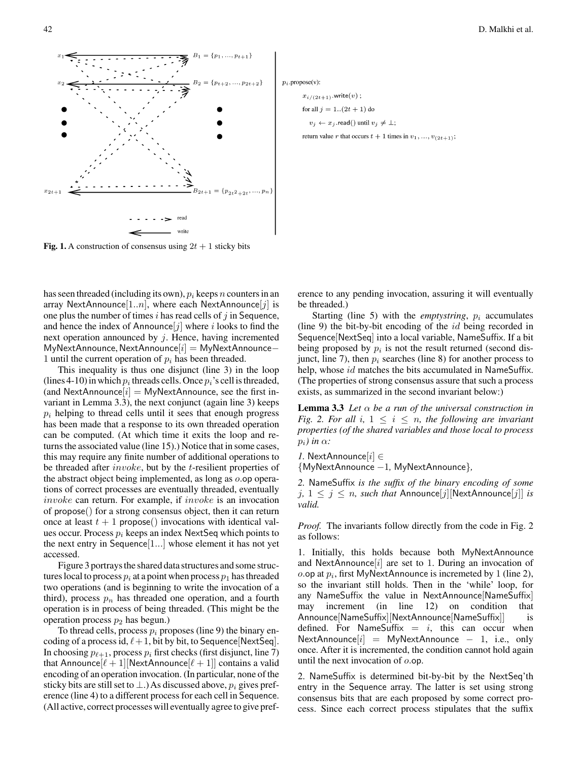$p_i$.propose(v):

```
x_{i/(2t+1)}.write(v) ;
for all j = 1..(2t + 1) do
    v_j ← x_j.read() until v_j ≠ ⊥;
return value r that occurs t + 1 times in v_1, ..., v_(2t+1);
```

**Fig. 1.** A construction of consensus using $2t + 1$ sticky bits

has seen threaded (including its own), $p_i$ keeps $n$ counters in an array NextAnnounce$[1..n]$, where each NextAnnounce$[j]$ is one plus the number of times $i$ has read cells of $j$ in Sequence, and hence the index of Announce$[j]$ where $i$ looks to find the next operation announced by $j$. Hence, having incremented MyNextAnnounce, NextAnnounce$[i]$ = MyNextAnnounce$-1$ until the current operation of $p_i$ has been threaded.

This inequality is thus one disjunct (line 3) in the loop (lines 4-10) in which $p_i$ threads cells. Once $p_i$'s cell is threaded, (and NextAnnounce$[i]$ = MyNextAnnounce, see the first invariant in Lemma 3.3), the next conjunct (again line 3) keeps $p_i$ helping to thread cells until it sees that enough progress has been made that a response to its own threaded operation can be computed. (At which time it exits the loop and returns the associated value (line 15).) Notice that in some cases, this may require any finite number of additional operations to be threaded after *invoke*, but by the $t$-resilient properties of the abstract object being implemented, as long as $o$.op operations of correct processes are eventually threaded, eventually *invoke* can return. For example, if *invoke* is an invocation of propose() for a strong consensus object, then it can return once at least $t+1$ propose() invocations with identical values occur. Process $p_i$ keeps an index NextSeq which points to the next entry in Sequence[1...] whose element it has not yet accessed.

Figure 3 portrays the shared data structures and some structures local to process $p_i$ at a point when process $p_1$ has threaded two operations (and is beginning to write the invocation of a third), process $p_n$ has threaded one operation, and a fourth operation is in process of being threaded. (This might be the operation process $p_2$ has begun.)

To thread cells, process $p_i$ proposes (line 9) the binary encoding of a process id, $\ell+1$, bit by bit, to Sequence[NextSeq]. In choosing $p_{\ell+1}$, process $p_i$ first checks (first disjunct, line 7) that Announce$[\ell+1]$[NextAnnounce$[\ell+1]$] contains a valid encoding of an operation invocation. (In particular, none of the sticky bits are still set to $\perp$.) As discussed above, $p_i$ gives preference (line 4) to a different process for each cell in Sequence. (All active, correct processes will eventually agree to give preference to any pending invocation, assuring it will eventually be threaded.)

Starting (line 5) with the *emptystring*, $p_i$ accumulates (line 9) the bit-by-bit encoding of the $id$ being recorded in Sequence[NextSeq] into a local variable, NameSuffix. If a bit being proposed by $p_i$ is not the result returned (second disjunct, line 7), then $p_i$ searches (line 8) for another process to help, whose $id$ matches the bits accumulated in NameSuffix. (The properties of strong consensus assure that such a process exists, as summarized in the second invariant below:)

**Lemma 3.3** *Let $\alpha$ be a run of the universal construction in Fig. 2. For all $i$, $1 \leq i \leq n$, the following are invariant properties (of the shared variables and those local to process $p_i$) in $\alpha$:*

*1.* NextAnnounce$[i] \in$ {MyNextAnnounce $-1$, MyNextAnnounce}*,*

*2.* NameSuffix *is the suffix of the binary encoding of some $j$, $1 \leq j \leq n$, such that* Announce$[j]$[NextAnnounce$[j]$] *is valid.*

*Proof.* The invariants follow directly from the code in Fig. 2 as follows:

1. Initially, this holds because both MyNextAnnounce and NextAnnounce$[i]$ are set to 1. During an invocation of $o$.op at $p_i$, first MyNextAnnounce is incremeted by 1 (line 2), so the invariant still holds. Then in the 'while' loop, for any NameSuffix the value in NextAnnounce[NameSuffix] may increment (in line 12) on condition that Announce[NameSuffix][NextAnnounce[NameSuffix]] is defined. For NameSuffix $= i$, this can occur when NextAnnounce$[i]$ = MyNextAnnounce $- 1$, i.e., only once. After it is incremented, the condition cannot hold again until the next invocation of $o$.op.

2. NameSuffix is determined bit-by-bit by the NextSeq'th entry in the Sequence array. The latter is set using strong consensus bits that are each proposed by some correct process. Since each correct process stipulates that the suffix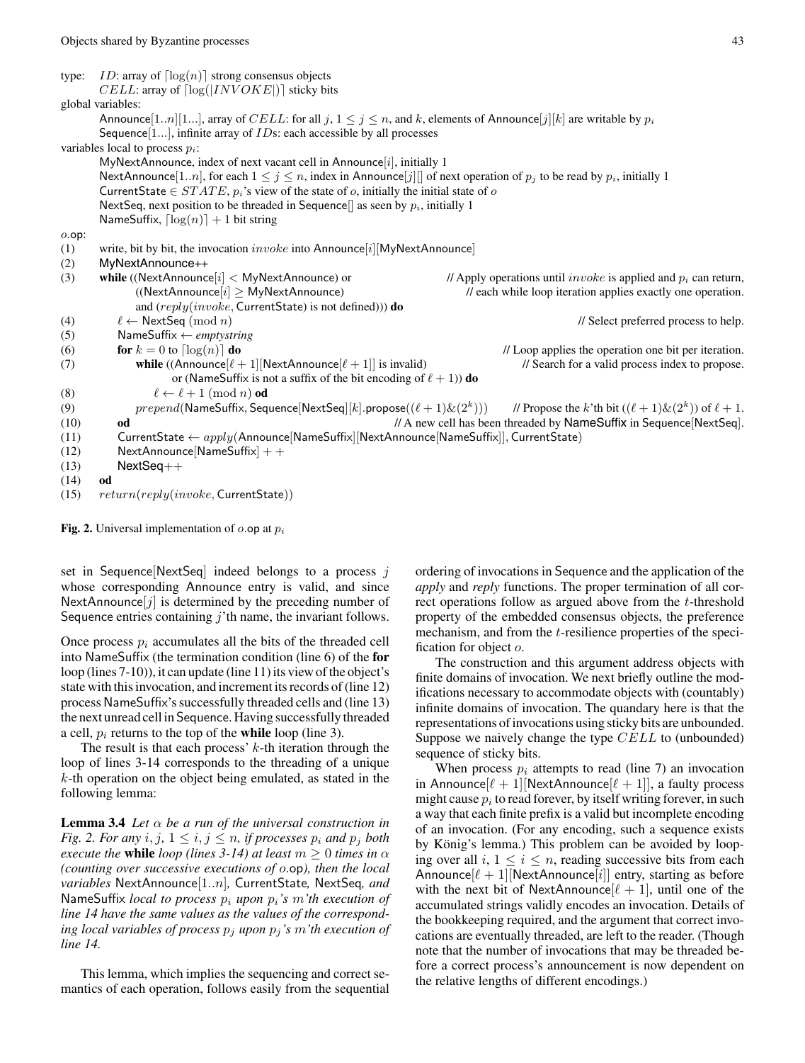```
type:   ID: array of ⌈log(n)⌉ strong consensus objects
        CELL: array of ⌈log(|INVOKE|)⌉ sticky bits
global variables:
        Announce[1..n][1...], array of CELL: for all j, 1 ≤ j ≤ n, and k, elements of Announce[j][k] are writable by p_i
        Sequence[1...], infinite array of IDs: each accessible by all processes
variables local to process p_i:
        MyNextAnnounce, index of next vacant cell in Announce[i], initially 1
        NextAnnounce[1..n], for each 1 ≤ j ≤ n, index in Announce[j][] of next operation of p_j to be read by p_i, initially 1
        CurrentState ∈ STATE, p_i's view of the state of o, initially the initial state of o
        NextSeq, next position to be threaded in Sequence[] as seen by p_i, initially 1
        NameSuffix, ⌈log(n)⌉ + 1 bit string
o.op:
(1)   write, bit by bit, the invocation invoke into Announce[i][MyNextAnnounce]
(2)   MyNextAnnounce++
(3)   while ((NextAnnounce[i] < MyNextAnnounce) or              // Apply operations until invoke is applied and p_i can return,
            ((NextAnnounce[i] ≥ MyNextAnnounce)                  // each while loop iteration applies exactly one operation.
            and (reply(invoke, CurrentState) is not defined))) do
(4)       ℓ ← NextSeq (mod n)                                   // Select preferred process to help.
(5)       NameSuffix ← emptystring
(6)       for k = 0 to ⌈log(n)⌉ do                              // Loop applies the operation one bit per iteration.
(7)           while ((Announce[ℓ + 1][NextAnnounce[ℓ + 1]] is invalid)   // Search for a valid process index to propose.
                  or (NameSuffix is not a suffix of the bit encoding of ℓ + 1)) do
(8)               ℓ ← ℓ + 1 (mod n) od
(9)           prepend(NameSuffix, Sequence[NextSeq][k].propose((ℓ + 1)&(2^k)))   // Propose the k'th bit ((ℓ + 1)&(2^k)) of ℓ + 1.
(10)      od                                                    // A new cell has been threaded by NameSuffix in Sequence[NextSeq].
(11)      CurrentState ← apply(Announce[NameSuffix][NextAnnounce[NameSuffix]], CurrentState)
(12)      NextAnnounce[NameSuffix] + +
(13)      NextSeq++
(14)  od
(15)  return(reply(invoke, CurrentState))
```

**Fig. 2.** Universal implementation of $o$.op at $p_i$

set in Sequence[NextSeq] indeed belongs to a process $j$ whose corresponding Announce entry is valid, and since NextAnnounce[$j$] is determined by the preceding number of Sequence entries containing $j$'th name, the invariant follows.

Once process $p_i$ accumulates all the bits of the threaded cell into NameSuffix (the termination condition (line 6) of the **for** loop (lines 7-10)), it can update (line 11) its view of the object's state with this invocation, and increment its records of (line 12) process NameSuffix's successfully threaded cells and (line 13) the next unread cell in Sequence. Having successfully threaded a cell, $p_i$ returns to the top of the **while** loop (line 3).

The result is that each process' $k$-th iteration through the loop of lines 3-14 corresponds to the threading of a unique $k$-th operation on the object being emulated, as stated in the following lemma:

**Lemma 3.4** *Let $\alpha$ be a run of the universal construction in Fig. 2. For any $i, j$, $1 \le i, j \le n$, if processes $p_i$ and $p_j$ both execute the* **while** *loop (lines 3-14) at least $m \ge 0$ times in $\alpha$ (counting over successive executions of $o$.op), then the local variables* NextAnnounce[1..$n$], CurrentState, NextSeq, *and* NameSuffix *local to process $p_i$ upon $p_i$'s $m$'th execution of line 14 have the same values as the values of the corresponding local variables of process $p_j$ upon $p_j$'s $m$'th execution of line 14.*

This lemma, which implies the sequencing and correct semantics of each operation, follows easily from the sequential ordering of invocations in Sequence and the application of the *apply* and *reply* functions. The proper termination of all correct operations follow as argued above from the $t$-threshold property of the embedded consensus objects, the preference mechanism, and from the $t$-resilience properties of the specification for object $o$.

The construction and this argument address objects with finite domains of invocation. We next briefly outline the modifications necessary to accommodate objects with (countably) infinite domains of invocation. The quandary here is that the representations of invocations using sticky bits are unbounded. Suppose we naively change the type $CELL$ to (unbounded) sequence of sticky bits.

When process $p_i$ attempts to read (line 7) an invocation in Announce[$\ell + 1$][NextAnnounce[$\ell + 1$]], a faulty process might cause $p_i$ to read forever, by itself writing forever, in such a way that each finite prefix is a valid but incomplete encoding of an invocation. (For any encoding, such a sequence exists by König's lemma.) This problem can be avoided by looping over all $i$, $1 \le i \le n$, reading successive bits from each Announce[$\ell + 1$][NextAnnounce[$i$]] entry, starting as before with the next bit of NextAnnounce[$\ell + 1$], until one of the accumulated strings validly encodes an invocation. Details of the bookkeeping required, and the argument that correct invocations are eventually threaded, are left to the reader. (Though note that the number of invocations that may be threaded before a correct process's announcement is now dependent on the relative lengths of different encodings.)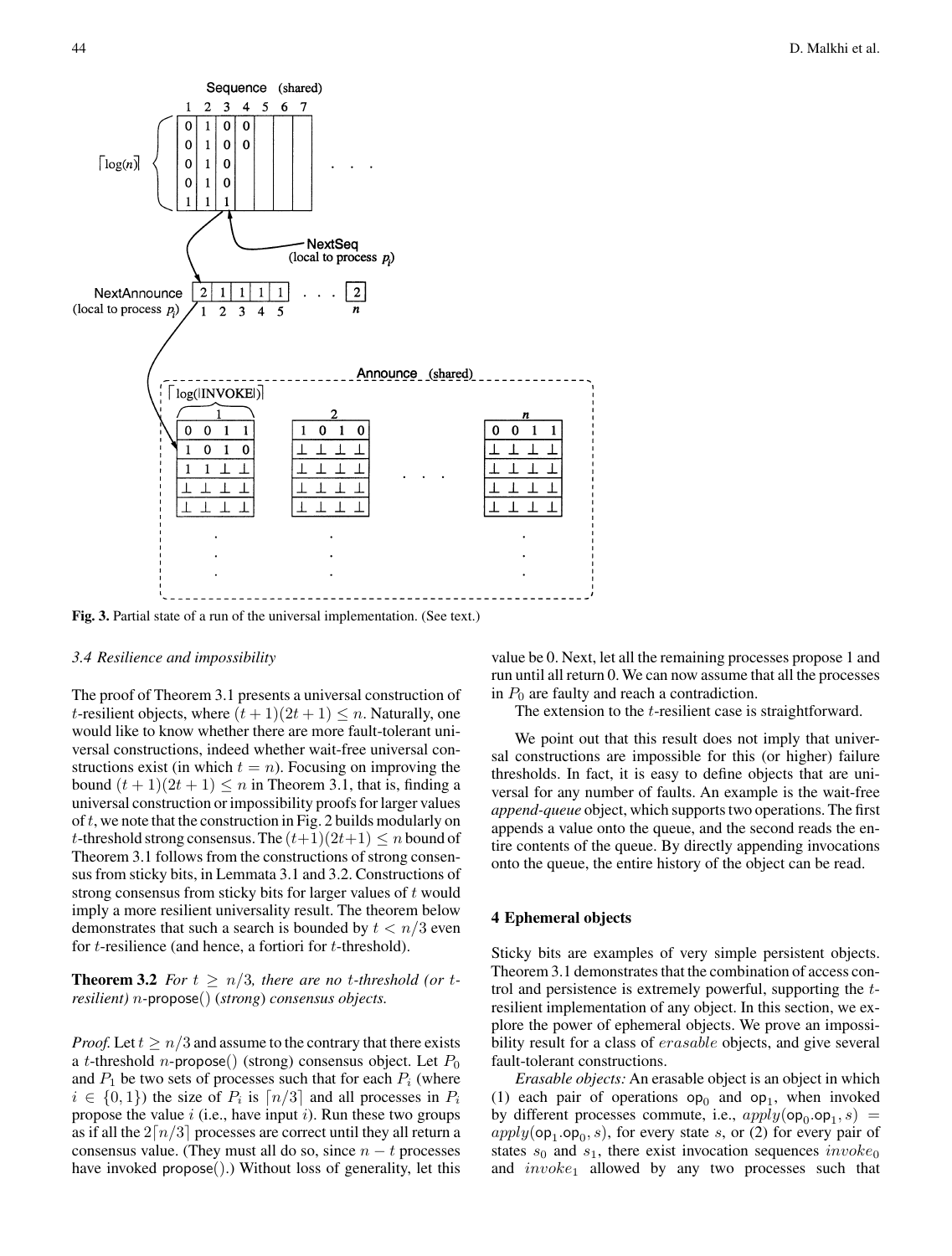Fig. 3. Partial state of a run of the universal implementation. (See text.)

### 3.4 Resilience and impossibility

The proof of Theorem 3.1 presents a universal construction of $t$-resilient objects, where $(t+1)(2t+1) \leq n$. Naturally, one would like to know whether there are more fault-tolerant universal constructions, indeed whether wait-free universal constructions exist (in which $t = n$). Focusing on improving the bound $(t+1)(2t+1) \leq n$ in Theorem 3.1, that is, finding a universal construction or impossibility proofs for larger values of $t$, we note that the construction in Fig. 2 builds modularly on $t$-threshold strong consensus. The $(t+1)(2t+1) \leq n$ bound of Theorem 3.1 follows from the constructions of strong consensus from sticky bits, in Lemmata 3.1 and 3.2. Constructions of strong consensus from sticky bits for larger values of $t$ would imply a more resilient universality result. The theorem below demonstrates that such a search is bounded by $t < n/3$ even for $t$-resilience (and hence, a fortiori for $t$-threshold).

**Theorem 3.2** *For $t \geq n/3$, there are no $t$-threshold (or $t$-resilient) $n$-propose() (strong) consensus objects.*

*Proof.* Let $t \geq n/3$ and assume to the contrary that there exists a $t$-threshold $n$-propose() (strong) consensus object. Let $P_0$ and $P_1$ be two sets of processes such that for each $P_i$ (where $i \in \{0,1\}$) the size of $P_i$ is $\lceil n/3 \rceil$ and all processes in $P_i$ propose the value $i$ (i.e., have input $i$). Run these two groups as if all the $2\lceil n/3 \rceil$ processes are correct until they all return a consensus value. (They must all do so, since $n-t$ processes have invoked propose().) Without loss of generality, let this value be 0. Next, let all the remaining processes propose 1 and run until all return 0. We can now assume that all the processes in $P_0$ are faulty and reach a contradiction.

The extension to the $t$-resilient case is straightforward.

We point out that this result does not imply that universal constructions are impossible for this (or higher) failure thresholds. In fact, it is easy to define objects that are universal for any number of faults. An example is the wait-free *append-queue* object, which supports two operations. The first appends a value onto the queue, and the second reads the entire contents of the queue. By directly appending invocations onto the queue, the entire history of the object can be read.

## 4 Ephemeral objects

Sticky bits are examples of very simple persistent objects. Theorem 3.1 demonstrates that the combination of access control and persistence is extremely powerful, supporting the $t$-resilient implementation of any object. In this section, we explore the power of ephemeral objects. We prove an impossibility result for a class of $erasable$ objects, and give several fault-tolerant constructions.

*Erasable objects:* An erasable object is an object in which (1) each pair of operations $\mathsf{op}_0$ and $\mathsf{op}_1$, when invoked by different processes commute, i.e., $apply(\mathsf{op}_0.\mathsf{op}_1, s) = apply(\mathsf{op}_1.\mathsf{op}_0, s)$, for every state $s$, or (2) for every pair of states $s_0$ and $s_1$, there exist invocation sequences $invoke_0$ and $invoke_1$ allowed by any two processes such that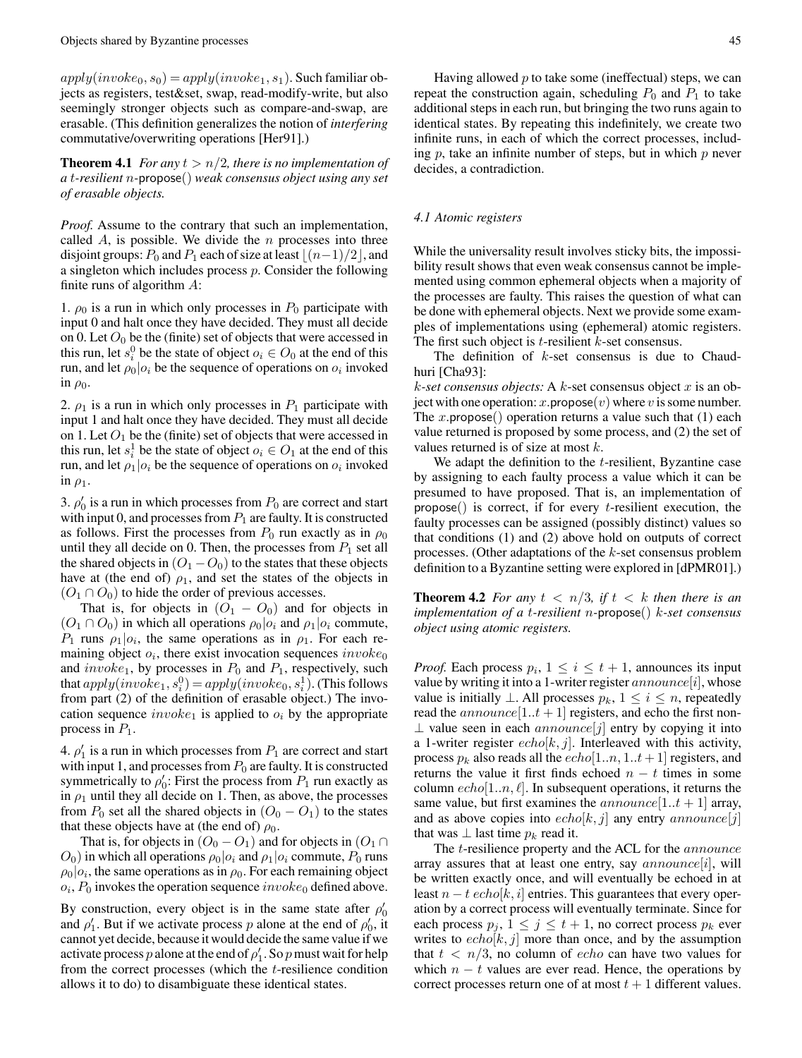$apply(invoke_0, s_0) = apply(invoke_1, s_1)$. Such familiar objects as registers, test&set, swap, read-modify-write, but also seemingly stronger objects such as compare-and-swap, are erasable. (This definition generalizes the notion of *interfering* commutative/overwriting operations [Her91].)

**Theorem 4.1** *For any $t > n/2$, there is no implementation of a $t$-resilient $n$-propose() weak consensus object using any set of erasable objects.*

*Proof.* Assume to the contrary that such an implementation, called $A$, is possible. We divide the $n$ processes into three disjoint groups: $P_0$ and $P_1$ each of size at least $\lfloor (n-1)/2 \rfloor$, and a singleton which includes process $p$. Consider the following finite runs of algorithm $A$:

1. $\rho_0$ is a run in which only processes in $P_0$ participate with input 0 and halt once they have decided. They must all decide on 0. Let $O_0$ be the (finite) set of objects that were accessed in this run, let $s_i^0$ be the state of object $o_i \in O_0$ at the end of this run, and let $\rho_0|o_i$ be the sequence of operations on $o_i$ invoked in $\rho_0$.

2. $\rho_1$ is a run in which only processes in $P_1$ participate with input 1 and halt once they have decided. They must all decide on 1. Let $O_1$ be the (finite) set of objects that were accessed in this run, let $s_i^1$ be the state of object $o_i \in O_1$ at the end of this run, and let $\rho_1|o_i$ be the sequence of operations on $o_i$ invoked in $\rho_1$.

3. $\rho_0'$ is a run in which processes from $P_0$ are correct and start with input 0, and processes from $P_1$ are faulty. It is constructed as follows. First the processes from $P_0$ run exactly as in $\rho_0$ until they all decide on 0. Then, the processes from $P_1$ set all the shared objects in $(O_1 - O_0)$ to the states that these objects have at (the end of) $\rho_1$, and set the states of the objects in $(O_1 \cap O_0)$ to hide the order of previous accesses.

That is, for objects in $(O_1 - O_0)$ and for objects in $(O_1 \cap O_0)$ in which all operations $\rho_0|o_i$ and $\rho_1|o_i$ commute, $P_1$ runs $\rho_1|o_i$, the same operations as in $\rho_1$. For each remaining object $o_i$, there exist invocation sequences $invoke_0$ and $invoke_1$, by processes in $P_0$ and $P_1$, respectively, such that $apply(invoke_1, s_i^0) = apply(invoke_0, s_i^1)$. (This follows from part (2) of the definition of erasable object.) The invocation sequence $invoke_1$ is applied to $o_i$ by the appropriate process in $P_1$.

4. $\rho_1'$ is a run in which processes from $P_1$ are correct and start with input 1, and processes from $P_0$ are faulty. It is constructed symmetrically to $\rho_0'$: First the process from $P_1$ run exactly as in $\rho_1$ until they all decide on 1. Then, as above, the processes from $P_0$ set all the shared objects in $(O_0 - O_1)$ to the states that these objects have at (the end of) $\rho_0$.

That is, for objects in $(O_0 - O_1)$ and for objects in $(O_1 \cap O_0)$ in which all operations $\rho_0|o_i$ and $\rho_1|o_i$ commute, $P_0$ runs $\rho_0|o_i$, the same operations as in $\rho_0$. For each remaining object $o_i$, $P_0$ invokes the operation sequence $invoke_0$ defined above.

By construction, every object is in the same state after $\rho_0'$ and $\rho_1'$. But if we activate process $p$ alone at the end of $\rho_0'$, it cannot yet decide, because it would decide the same value if we activate process $p$ alone at the end of $\rho_1'$. So $p$ must wait for help from the correct processes (which the $t$-resilience condition allows it to do) to disambiguate these identical states.

Having allowed $p$ to take some (ineffectual) steps, we can repeat the construction again, scheduling $P_0$ and $P_1$ to take additional steps in each run, but bringing the two runs again to identical states. By repeating this indefinitely, we create two infinite runs, in each of which the correct processes, including $p$, take an infinite number of steps, but in which $p$ never decides, a contradiction.

### 4.1 Atomic registers

While the universality result involves sticky bits, the impossibility result shows that even weak consensus cannot be implemented using common ephemeral objects when a majority of the processes are faulty. This raises the question of what can be done with ephemeral objects. Next we provide some examples of implementations using (ephemeral) atomic registers. The first such object is $t$-resilient $k$-set consensus.

The definition of $k$-set consensus is due to Chaudhuri [Cha93]:

*$k$-set consensus objects:* A $k$-set consensus object $x$ is an object with one operation: $x$.propose($v$) where $v$ is some number. The $x$.propose() operation returns a value such that (1) each value returned is proposed by some process, and (2) the set of values returned is of size at most $k$.

We adapt the definition to the $t$-resilient, Byzantine case by assigning to each faulty process a value which it can be presumed to have proposed. That is, an implementation of propose() is correct, if for every $t$-resilient execution, the faulty processes can be assigned (possibly distinct) values so that conditions (1) and (2) above hold on outputs of correct processes. (Other adaptations of the $k$-set consensus problem definition to a Byzantine setting were explored in [dPMR01].)

**Theorem 4.2** *For any $t < n/3$, if $t < k$ then there is an implementation of a $t$-resilient $n$-propose() $k$-set consensus object using atomic registers.*

*Proof.* Each process $p_i$, $1 \le i \le t+1$, announces its input value by writing it into a 1-writer register $announce[i]$, whose value is initially $\bot$. All processes $p_k$, $1 \le i \le n$, repeatedly read the $announce[1..t+1]$ registers, and echo the first non-$\bot$ value seen in each $announce[j]$ entry by copying it into a 1-writer register $echo[k, j]$. Interleaved with this activity, process $p_k$ also reads all the $echo[1..n, 1..t+1]$ registers, and returns the value it first finds echoed $n - t$ times in some column $echo[1..n, \ell]$. In subsequent operations, it returns the same value, but first examines the $announce[1..t+1]$ array, and as above copies into $echo[k, j]$ any entry $announce[j]$ that was $\bot$ last time $p_k$ read it.

The $t$-resilience property and the ACL for the $announce$ array assures that at least one entry, say $announce[i]$, will be written exactly once, and will eventually be echoed in at least $n - t$ $echo[k, i]$ entries. This guarantees that every operation by a correct process will eventually terminate. Since for each process $p_j$, $1 \le j \le t+1$, no correct process $p_k$ ever writes to $echo[k, j]$ more than once, and by the assumption that $t < n/3$, no column of $echo$ can have two values for which $n - t$ values are ever read. Hence, the operations by correct processes return one of at most $t+1$ different values.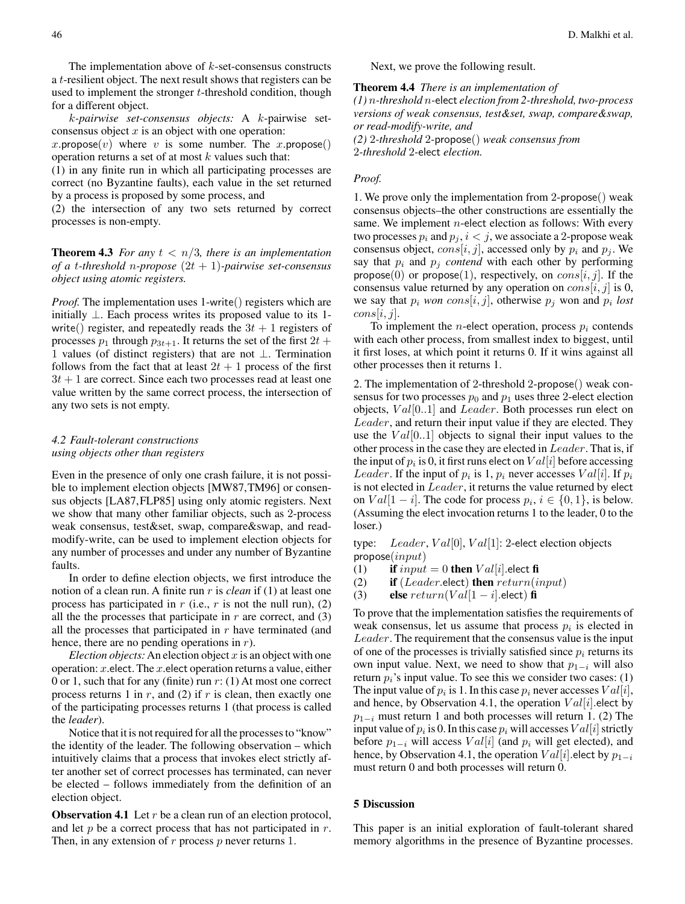The implementation above of $k$-set-consensus constructs a $t$-resilient object. The next result shows that registers can be used to implement the stronger $t$-threshold condition, though for a different object.

*$k$-pairwise set-consensus objects:* A $k$-pairwise set-consensus object $x$ is an object with one operation: $x$.propose($v$) where $v$ is some number. The $x$.propose() operation returns a set of at most $k$ values such that:
(1) in any finite run in which all participating processes are correct (no Byzantine faults), each value in the set returned by a process is proposed by some process, and
(2) the intersection of any two sets returned by correct processes is non-empty.

**Theorem 4.3** *For any $t < n/3$, there is an implementation of a $t$-threshold $n$-propose $(2t+1)$-pairwise set-consensus object using atomic registers.*

*Proof.* The implementation uses 1-write() registers which are initially $\perp$. Each process writes its proposed value to its 1-write() register, and repeatedly reads the $3t+1$ registers of processes $p_1$ through $p_{3t+1}$. It returns the set of the first $2t+1$ values (of distinct registers) that are not $\perp$. Termination follows from the fact that at least $2t+1$ process of the first $3t+1$ are correct. Since each two processes read at least one value written by the same correct process, the intersection of any two sets is not empty.

### 4.2 Fault-tolerant constructions using objects other than registers

Even in the presence of only one crash failure, it is not possible to implement election objects [MW87,TM96] or consensus objects [LA87,FLP85] using only atomic registers. Next we show that many other familiar objects, such as 2-process weak consensus, test&set, swap, compare&swap, and read-modify-write, can be used to implement election objects for any number of processes and under any number of Byzantine faults.

In order to define election objects, we first introduce the notion of a clean run. A finite run $r$ is *clean* if (1) at least one process has participated in $r$ (i.e., $r$ is not the null run), (2) all the the processes that participate in $r$ are correct, and (3) all the processes that participated in $r$ have terminated (and hence, there are no pending operations in $r$).

*Election objects:* An election object $x$ is an object with one operation: $x$.elect. The $x$.elect operation returns a value, either 0 or 1, such that for any (finite) run $r$: (1) At most one correct process returns 1 in $r$, and (2) if $r$ is clean, then exactly one of the participating processes returns 1 (that process is called the *leader*).

Notice that it is not required for all the processes to "know" the identity of the leader. The following observation – which intuitively claims that a process that invokes elect strictly after another set of correct processes has terminated, can never be elected – follows immediately from the definition of an election object.

**Observation 4.1** Let $r$ be a clean run of an election protocol, and let $p$ be a correct process that has not participated in $r$. Then, in any extension of $r$ process $p$ never returns 1.

Next, we prove the following result.

**Theorem 4.4** *There is an implementation of*
*(1) $n$-threshold $n$-elect election from 2-threshold, two-process versions of weak consensus, test&set, swap, compare&swap, or read-modify-write, and*
*(2) 2-threshold 2-propose() weak consensus from 2-threshold 2-elect election.*

*Proof.*

1. We prove only the implementation from 2-propose() weak consensus objects–the other constructions are essentially the same. We implement $n$-elect election as follows: With every two processes $p_i$ and $p_j$, $i < j$, we associate a 2-propose weak consensus object, $cons[i,j]$, accessed only by $p_i$ and $p_j$. We say that $p_i$ and $p_j$ *contend* with each other by performing propose(0) or propose(1), respectively, on $cons[i,j]$. If the consensus value returned by any operation on $cons[i,j]$ is 0, we say that $p_i$ *won* $cons[i,j]$, otherwise $p_j$ won and $p_i$ *lost* $cons[i,j]$.

To implement the $n$-elect operation, process $p_i$ contends with each other process, from smallest index to biggest, until it first loses, at which point it returns 0. If it wins against all other processes then it returns 1.

2. The implementation of 2-threshold 2-propose() weak consensus for two processes $p_0$ and $p_1$ uses three 2-elect election objects, $Val[0..1]$ and $Leader$. Both processes run elect on $Leader$, and return their input value if they are elected. They use the $Val[0..1]$ objects to signal their input values to the other process in the case they are elected in $Leader$. That is, if the input of $p_i$ is 0, it first runs elect on $Val[i]$ before accessing $Leader$. If the input of $p_i$ is 1, $p_i$ never accesses $Val[i]$. If $p_i$ is not elected in $Leader$, it returns the value returned by elect on $Val[1-i]$. The code for process $p_i$, $i \in \{0,1\}$, is below. (Assuming the elect invocation returns 1 to the leader, 0 to the loser.)

```
type:   Leader, Val[0], Val[1]: 2-elect election objects
propose(input)
(1)     if input = 0 then Val[i].elect fi
(2)     if (Leader.elect) then return(input)
(3)     else return(Val[1 − i].elect) fi
```

To prove that the implementation satisfies the requirements of weak consensus, let us assume that process $p_i$ is elected in $Leader$. The requirement that the consensus value is the input of one of the processes is trivially satisfied since $p_i$ returns its own input value. Next, we need to show that $p_{1-i}$ will also return $p_i$'s input value. To see this we consider two cases: (1) The input value of $p_i$ is 1. In this case $p_i$ never accesses $Val[i]$, and hence, by Observation 4.1, the operation $Val[i]$.elect by $p_{1-i}$ must return 1 and both processes will return 1. (2) The input value of $p_i$ is 0. In this case $p_i$ will accesses $Val[i]$ strictly before $p_{1-i}$ will access $Val[i]$ (and $p_i$ will get elected), and hence, by Observation 4.1, the operation $Val[i]$.elect by $p_{1-i}$ must return 0 and both processes will return 0.

## 5 Discussion

This paper is an initial exploration of fault-tolerant shared memory algorithms in the presence of Byzantine processes.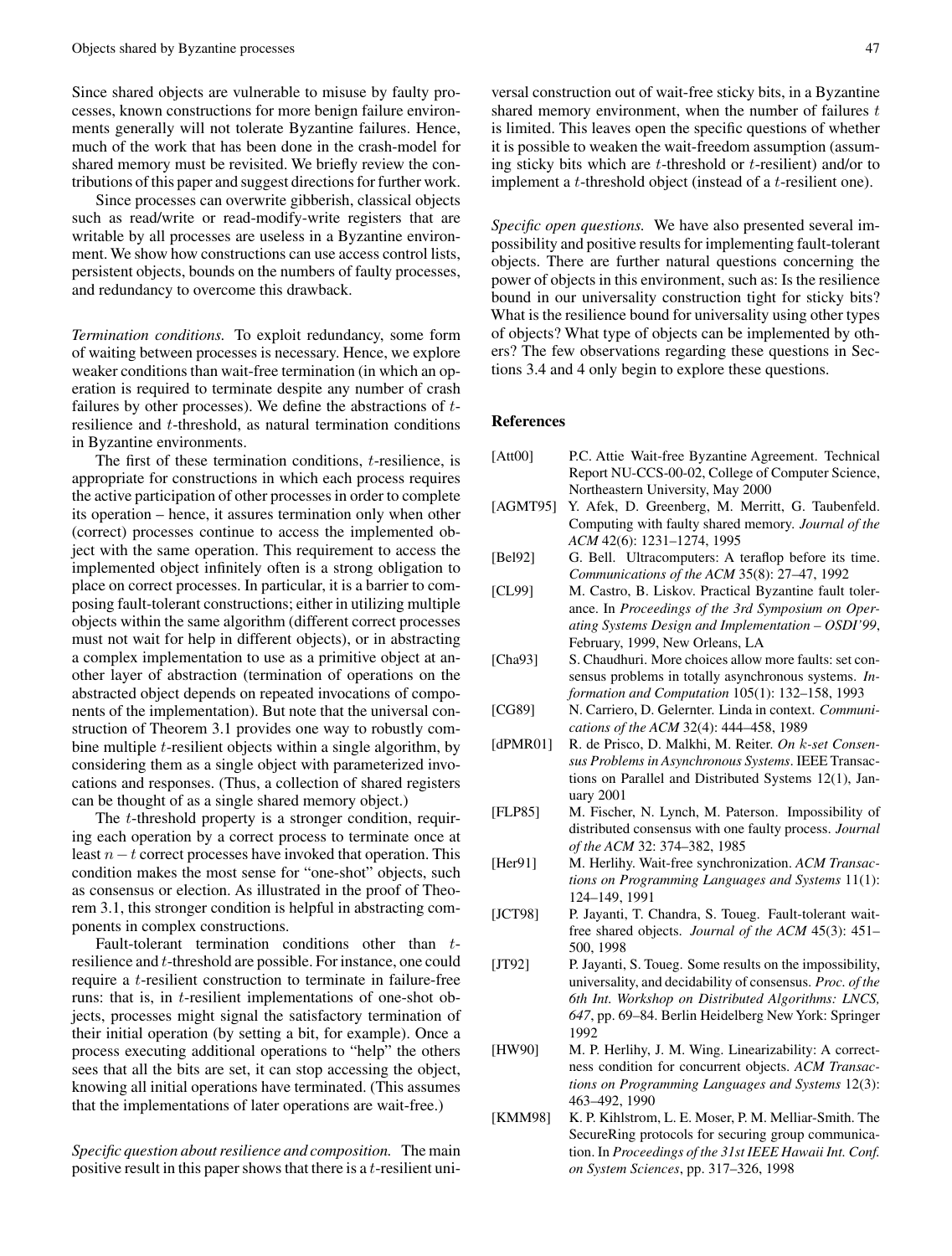Since shared objects are vulnerable to misuse by faulty processes, known constructions for more benign failure environments generally will not tolerate Byzantine failures. Hence, much of the work that has been done in the crash-model for shared memory must be revisited. We briefly review the contributions of this paper and suggest directions for further work.

Since processes can overwrite gibberish, classical objects such as read/write or read-modify-write registers that are writable by all processes are useless in a Byzantine environment. We show how constructions can use access control lists, persistent objects, bounds on the numbers of faulty processes, and redundancy to overcome this drawback.

*Termination conditions.* To exploit redundancy, some form of waiting between processes is necessary. Hence, we explore weaker conditions than wait-free termination (in which an operation is required to terminate despite any number of crash failures by other processes). We define the abstractions of $t$-resilience and $t$-threshold, as natural termination conditions in Byzantine environments.

The first of these termination conditions, $t$-resilience, is appropriate for constructions in which each process requires the active participation of other processes in order to complete its operation – hence, it assures termination only when other (correct) processes continue to access the implemented object with the same operation. This requirement to access the implemented object infinitely often is a strong obligation to place on correct processes. In particular, it is a barrier to composing fault-tolerant constructions; either in utilizing multiple objects within the same algorithm (different correct processes must not wait for help in different objects), or in abstracting a complex implementation to use as a primitive object at another layer of abstraction (termination of operations on the abstracted object depends on repeated invocations of components of the implementation). But note that the universal construction of Theorem 3.1 provides one way to robustly combine multiple $t$-resilient objects within a single algorithm, by considering them as a single object with parameterized invocations and responses. (Thus, a collection of shared registers can be thought of as a single shared memory object.)

The $t$-threshold property is a stronger condition, requiring each operation by a correct process to terminate once at least $n - t$ correct processes have invoked that operation. This condition makes the most sense for "one-shot" objects, such as consensus or election. As illustrated in the proof of Theorem 3.1, this stronger condition is helpful in abstracting components in complex constructions.

Fault-tolerant termination conditions other than $t$-resilience and $t$-threshold are possible. For instance, one could require a $t$-resilient construction to terminate in failure-free runs: that is, in $t$-resilient implementations of one-shot objects, processes might signal the satisfactory termination of their initial operation (by setting a bit, for example). Once a process executing additional operations to "help" the others sees that all the bits are set, it can stop accessing the object, knowing all initial operations have terminated. (This assumes that the implementations of later operations are wait-free.)

*Specific question about resilience and composition.* The main positive result in this paper shows that there is a $t$-resilient universal construction out of wait-free sticky bits, in a Byzantine shared memory environment, when the number of failures $t$ is limited. This leaves open the specific questions of whether it is possible to weaken the wait-freedom assumption (assuming sticky bits which are $t$-threshold or $t$-resilient) and/or to implement a $t$-threshold object (instead of a $t$-resilient one).

*Specific open questions.* We have also presented several impossibility and positive results for implementing fault-tolerant objects. There are further natural questions concerning the power of objects in this environment, such as: Is the resilience bound in our universality construction tight for sticky bits? What is the resilience bound for universality using other types of objects? What type of objects can be implemented by others? The few observations regarding these questions in Sections 3.4 and 4 only begin to explore these questions.

## References

[Att00] P.C. Attie Wait-free Byzantine Agreement. Technical Report NU-CCS-00-02, College of Computer Science, Northeastern University, May 2000

[AGMT95] Y. Afek, D. Greenberg, M. Merritt, G. Taubenfeld. Computing with faulty shared memory. *Journal of the ACM* 42(6): 1231–1274, 1995

[Bel92] G. Bell. Ultracomputers: A teraflop before its time. *Communications of the ACM* 35(8): 27–47, 1992

[CL99] M. Castro, B. Liskov. Practical Byzantine fault tolerance. In *Proceedings of the 3rd Symposium on Operating Systems Design and Implementation – OSDI'99*, February, 1999, New Orleans, LA

[Cha93] S. Chaudhuri. More choices allow more faults: set consensus problems in totally asynchronous systems. *Information and Computation* 105(1): 132–158, 1993

[CG89] N. Carriero, D. Gelernter. Linda in context. *Communications of the ACM* 32(4): 444–458, 1989

[dPMR01] R. de Prisco, D. Malkhi, M. Reiter. *On $k$-set Consensus Problems in Asynchronous Systems*. IEEE Transactions on Parallel and Distributed Systems 12(1), January 2001

[FLP85] M. Fischer, N. Lynch, M. Paterson. Impossibility of distributed consensus with one faulty process. *Journal of the ACM* 32: 374–382, 1985

[Her91] M. Herlihy. Wait-free synchronization. *ACM Transactions on Programming Languages and Systems* 11(1): 124–149, 1991

[JCT98] P. Jayanti, T. Chandra, S. Toueg. Fault-tolerant wait-free shared objects. *Journal of the ACM* 45(3): 451–500, 1998

[JT92] P. Jayanti, S. Toueg. Some results on the impossibility, universality, and decidability of consensus. *Proc. of the 6th Int. Workshop on Distributed Algorithms: LNCS, 647*, pp. 69–84. Berlin Heidelberg New York: Springer 1992

[HW90] M. P. Herlihy, J. M. Wing. Linearizability: A correctness condition for concurrent objects. *ACM Transactions on Programming Languages and Systems* 12(3): 463–492, 1990

[KMM98] K. P. Kihlstrom, L. E. Moser, P. M. Melliar-Smith. The SecureRing protocols for securing group communication. In *Proceedings of the 31st IEEE Hawaii Int. Conf. on System Sciences*, pp. 317–326, 1998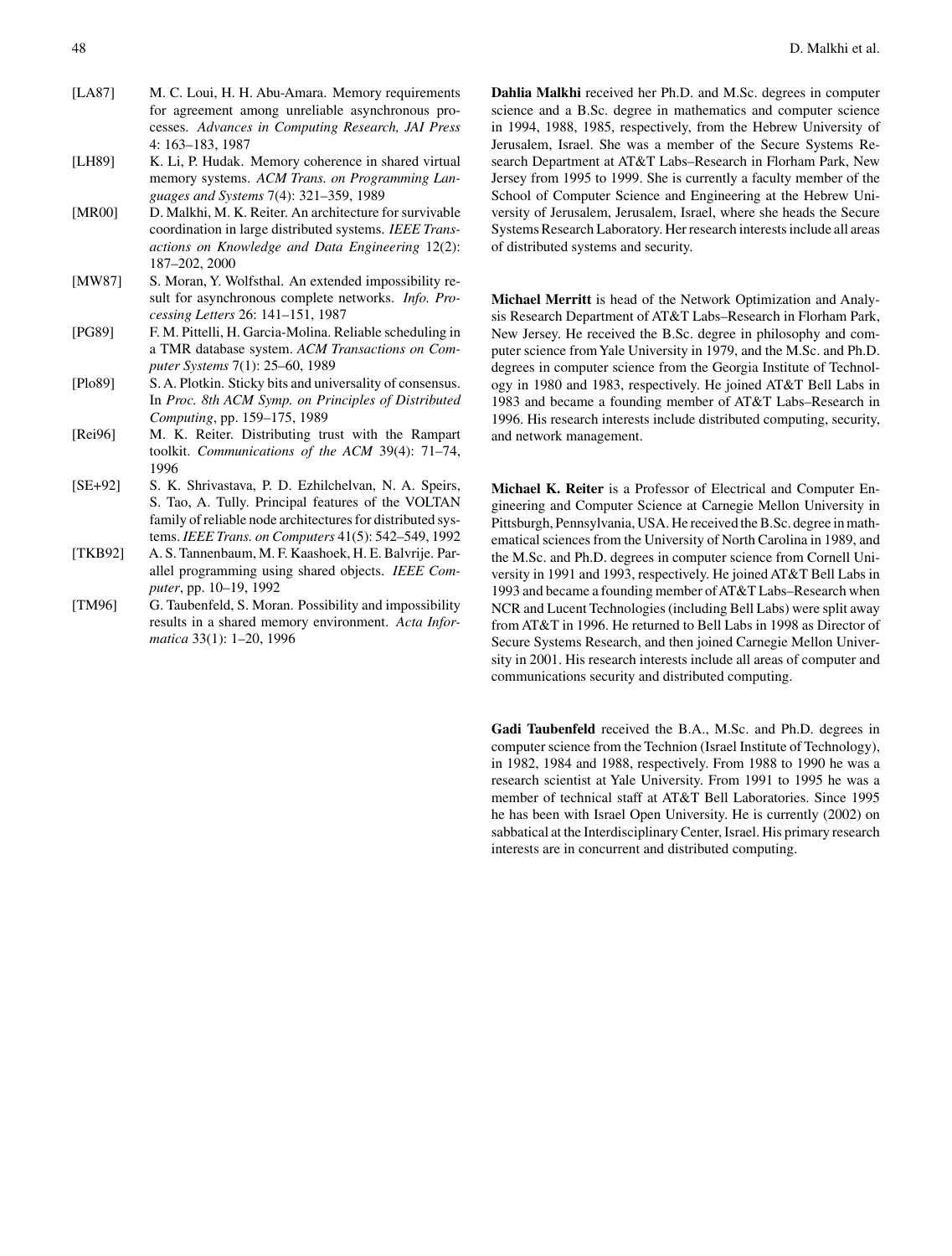[LA87] M. C. Loui, H. H. Abu-Amara. Memory requirements for agreement among unreliable asynchronous processes. *Advances in Computing Research, JAI Press* 4: 163–183, 1987

[LH89] K. Li, P. Hudak. Memory coherence in shared virtual memory systems. *ACM Trans. on Programming Languages and Systems* 7(4): 321–359, 1989

[MR00] D. Malkhi, M. K. Reiter. An architecture for survivable coordination in large distributed systems. *IEEE Transactions on Knowledge and Data Engineering* 12(2): 187–202, 2000

[MW87] S. Moran, Y. Wolfsthal. An extended impossibility result for asynchronous complete networks. *Info. Processing Letters* 26: 141–151, 1987

[PG89] F. M. Pittelli, H. Garcia-Molina. Reliable scheduling in a TMR database system. *ACM Transactions on Computer Systems* 7(1): 25–60, 1989

[Plo89] S. A. Plotkin. Sticky bits and universality of consensus. In *Proc. 8th ACM Symp. on Principles of Distributed Computing*, pp. 159–175, 1989

[Rei96] M. K. Reiter. Distributing trust with the Rampart toolkit. *Communications of the ACM* 39(4): 71–74, 1996

[SE+92] S. K. Shrivastava, P. D. Ezhilchelvan, N. A. Speirs, S. Tao, A. Tully. Principal features of the VOLTAN family of reliable node architectures for distributed systems. *IEEE Trans. on Computers* 41(5): 542–549, 1992

[TKB92] A. S. Tannenbaum, M. F. Kaashoek, H. E. Balvrije. Parallel programming using shared objects. *IEEE Computer*, pp. 10–19, 1992

[TM96] G. Taubenfeld, S. Moran. Possibility and impossibility results in a shared memory environment. *Acta Informatica* 33(1): 1–20, 1996

**Dahlia Malkhi** received her Ph.D. and M.Sc. degrees in computer science and a B.Sc. degree in mathematics and computer science in 1994, 1988, 1985, respectively, from the Hebrew University of Jerusalem, Israel. She was a member of the Secure Systems Research Department at AT&T Labs–Research in Florham Park, New Jersey from 1995 to 1999. She is currently a faculty member of the School of Computer Science and Engineering at the Hebrew University of Jerusalem, Jerusalem, Israel, where she heads the Secure Systems Research Laboratory. Her research interests include all areas of distributed systems and security.

**Michael Merritt** is head of the Network Optimization and Analysis Research Department of AT&T Labs–Research in Florham Park, New Jersey. He received the B.Sc. degree in philosophy and computer science from Yale University in 1979, and the M.Sc. and Ph.D. degrees in computer science from the Georgia Institute of Technology in 1980 and 1983, respectively. He joined AT&T Bell Labs in 1983 and became a founding member of AT&T Labs–Research in 1996. His research interests include distributed computing, security, and network management.

**Michael K. Reiter** is a Professor of Electrical and Computer Engineering and Computer Science at Carnegie Mellon University in Pittsburgh, Pennsylvania, USA. He received the B.Sc. degree in mathematical sciences from the University of North Carolina in 1989, and the M.Sc. and Ph.D. degrees in computer science from Cornell University in 1991 and 1993, respectively. He joined AT&T Bell Labs in 1993 and became a founding member of AT&T Labs–Research when NCR and Lucent Technologies (including Bell Labs) were split away from AT&T in 1996. He returned to Bell Labs in 1998 as Director of Secure Systems Research, and then joined Carnegie Mellon University in 2001. His research interests include all areas of computer and communications security and distributed computing.

**Gadi Taubenfeld** received the B.A., M.Sc. and Ph.D. degrees in computer science from the Technion (Israel Institute of Technology), in 1982, 1984 and 1988, respectively. From 1988 to 1990 he was a research scientist at Yale University. From 1991 to 1995 he was a member of technical staff at AT&T Bell Laboratories. Since 1995 he has been with Israel Open University. He is currently (2002) on sabbatical at the Interdisciplinary Center, Israel. His primary research interests are in concurrent and distributed computing.